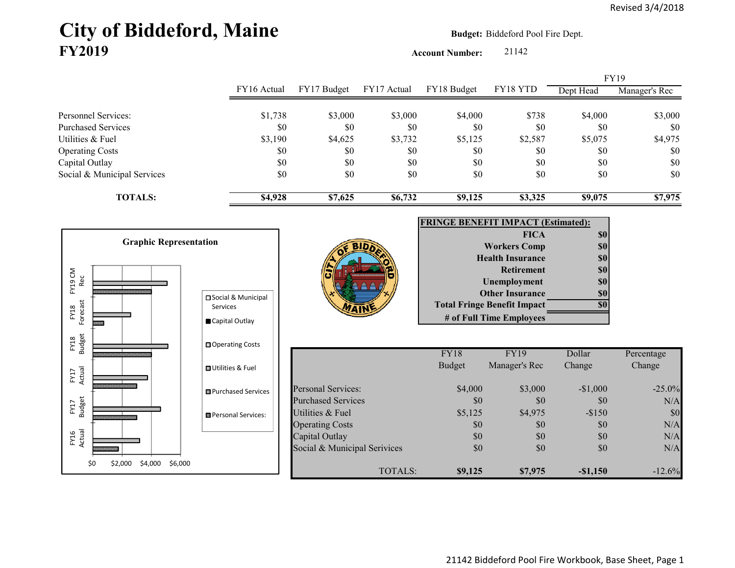Revised 3/4/2018

# City of Biddeford, Maine
## FY2019

**Budget:** Biddeford Pool Fire Dept.

**Account Number:** 21142

| | FY16 Actual | FY17 Budget | FY17 Actual | FY18 Budget | FY18 YTD | FY19 Dept Head | FY19 Manager's Rec |
|---|---|---|---|---|---|---|---|
| Personnel Services: | $1,738 | $3,000 | $3,000 | $4,000 | $738 | $4,000 | $3,000 |
| Purchased Services | $0 | $0 | $0 | $0 | $0 | $0 | $0 |
| Utilities & Fuel | $3,190 | $4,625 | $3,732 | $5,125 | $2,587 | $5,075 | $4,975 |
| Operating Costs | $0 | $0 | $0 | $0 | $0 | $0 | $0 |
| Capital Outlay | $0 | $0 | $0 | $0 | $0 | $0 | $0 |
| Social & Municipal Services | $0 | $0 | $0 | $0 | $0 | $0 | $0 |
| **TOTALS:** | **$4,928** | **$7,625** | **$6,732** | **$9,125** | **$3,325** | **$9,075** | **$7,975** |

**Graphic Representation**

| **FRINGE BENEFIT IMPACT (Estimated):** | |
|---|---|
| **FICA** | **$0** |
| **Workers Comp** | **$0** |
| **Health Insurance** | **$0** |
| **Retirement** | **$0** |
| **Unemployment** | **$0** |
| **Other Insurance** | **$0** |
| **Total Fringe Benefit Impact** | **$0** |
| **# of Full Time Employees** | |

| | FY18 Budget | FY19 Manager's Rec | Dollar Change | Percentage Change |
|---|---|---|---|---|
| Personal Services: | $4,000 | $3,000 | -$1,000 | -25.0% |
| Purchased Services | $0 | $0 | $0 | N/A |
| Utilities & Fuel | $5,125 | $4,975 | -$150 | $0 |
| Operating Costs | $0 | $0 | $0 | N/A |
| Capital Outlay | $0 | $0 | $0 | N/A |
| Social & Municipal Serivices | $0 | $0 | $0 | N/A |
| TOTALS: | **$9,125** | **$7,975** | **-$1,150** | -12.6% |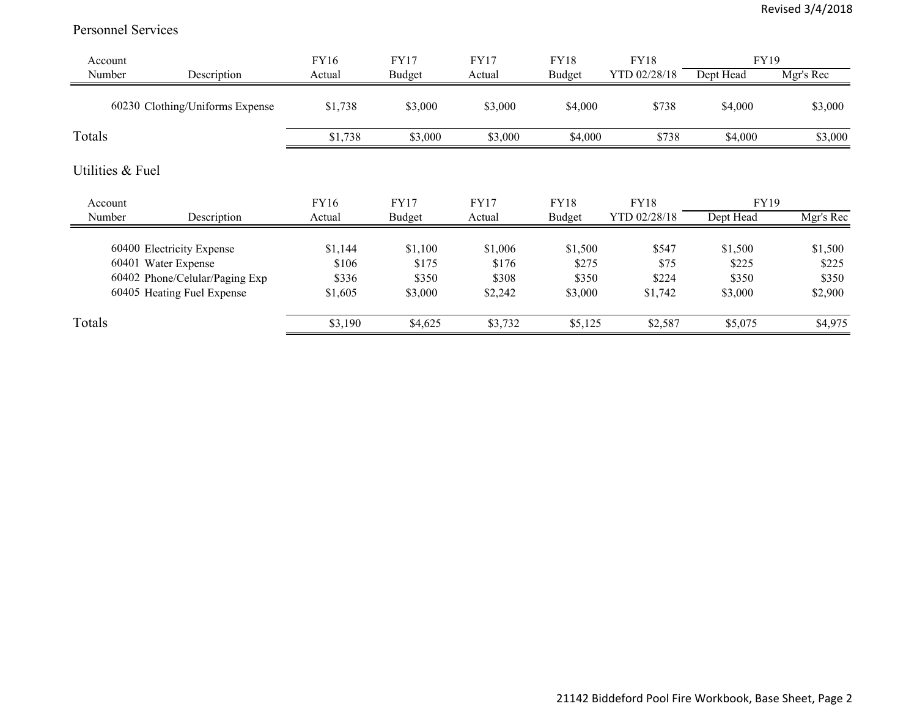## Personnel Services

| Account Number | Description | FY16 Actual | FY17 Budget | FY17 Actual | FY18 Budget | FY18 YTD 02/28/18 | FY19 Dept Head | FY19 Mgr's Rec |
|---|---|---|---|---|---|---|---|---|
| 60230 | Clothing/Uniforms Expense | $1,738 | $3,000 | $3,000 | $4,000 | $738 | $4,000 | $3,000 |
| Totals | | $1,738 | $3,000 | $3,000 | $4,000 | $738 | $4,000 | $3,000 |

## Utilities & Fuel

| Account Number | Description | FY16 Actual | FY17 Budget | FY17 Actual | FY18 Budget | FY18 YTD 02/28/18 | FY19 Dept Head | FY19 Mgr's Rec |
|---|---|---|---|---|---|---|---|---|
| 60400 | Electricity Expense | $1,144 | $1,100 | $1,006 | $1,500 | $547 | $1,500 | $1,500 |
| 60401 | Water Expense | $106 | $175 | $176 | $275 | $75 | $225 | $225 |
| 60402 | Phone/Celular/Paging Exp | $336 | $350 | $308 | $350 | $224 | $350 | $350 |
| 60405 | Heating Fuel Expense | $1,605 | $3,000 | $2,242 | $3,000 | $1,742 | $3,000 | $2,900 |
| Totals | | $3,190 | $4,625 | $3,732 | $5,125 | $2,587 | $5,075 | $4,975 |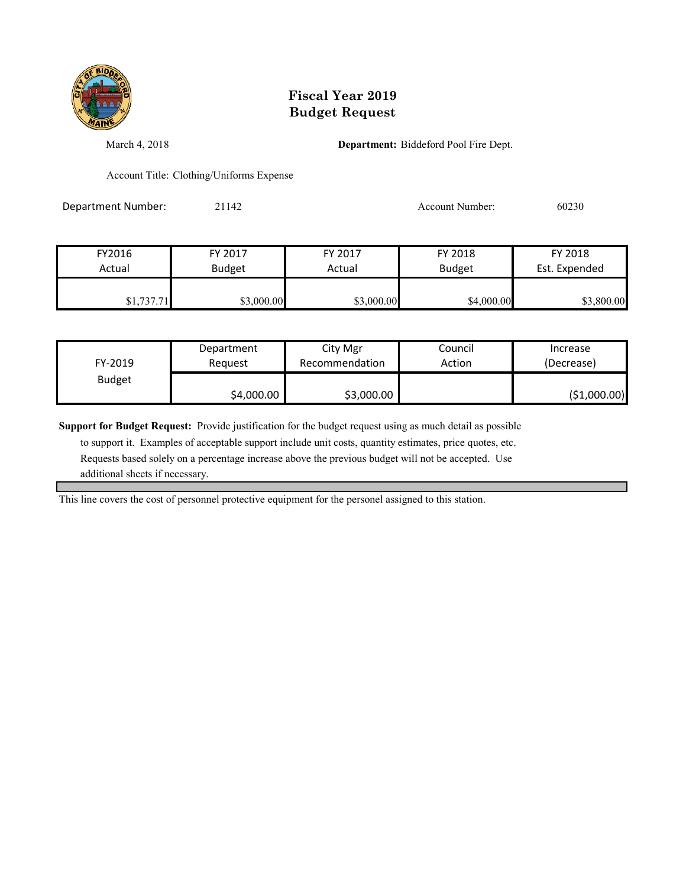# Fiscal Year 2019
# Budget Request

March 4, 2018

**Department:** Biddeford Pool Fire Dept.

Account Title: Clothing/Uniforms Expense

Department Number: 21142

Account Number: 60230

| FY2016 Actual | FY 2017 Budget | FY 2017 Actual | FY 2018 Budget | FY 2018 Est. Expended |
|---|---|---|---|---|
| $1,737.71 | $3,000.00 | $3,000.00 | $4,000.00 | $3,800.00 |

| FY-2019 Budget | Department Request | City Mgr Recommendation | Council Action | Increase (Decrease) |
|---|---|---|---|---|
| | $4,000.00 | $3,000.00 | | ($1,000.00) |

**Support for Budget Request:** Provide justification for the budget request using as much detail as possible to support it. Examples of acceptable support include unit costs, quantity estimates, price quotes, etc. Requests based solely on a percentage increase above the previous budget will not be accepted. Use additional sheets if necessary.

This line covers the cost of personnel protective equipment for the personel assigned to this station.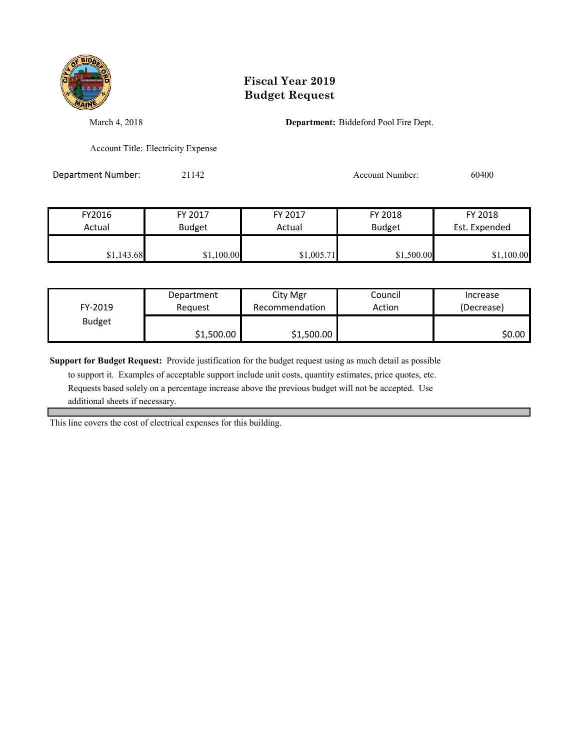# Fiscal Year 2019
# Budget Request

March 4, 2018

**Department:** Biddeford Pool Fire Dept.

Account Title: Electricity Expense

Department Number: 21142

Account Number: 60400

| FY2016 Actual | FY 2017 Budget | FY 2017 Actual | FY 2018 Budget | FY 2018 Est. Expended |
|---|---|---|---|---|
| $1,143.68 | $1,100.00 | $1,005.71 | $1,500.00 | $1,100.00 |

| FY-2019 Budget | Department Request | City Mgr Recommendation | Council Action | Increase (Decrease) |
|---|---|---|---|---|
| | $1,500.00 | $1,500.00 | | $0.00 |

**Support for Budget Request:** Provide justification for the budget request using as much detail as possible to support it. Examples of acceptable support include unit costs, quantity estimates, price quotes, etc. Requests based solely on a percentage increase above the previous budget will not be accepted. Use additional sheets if necessary.

This line covers the cost of electrical expenses for this building.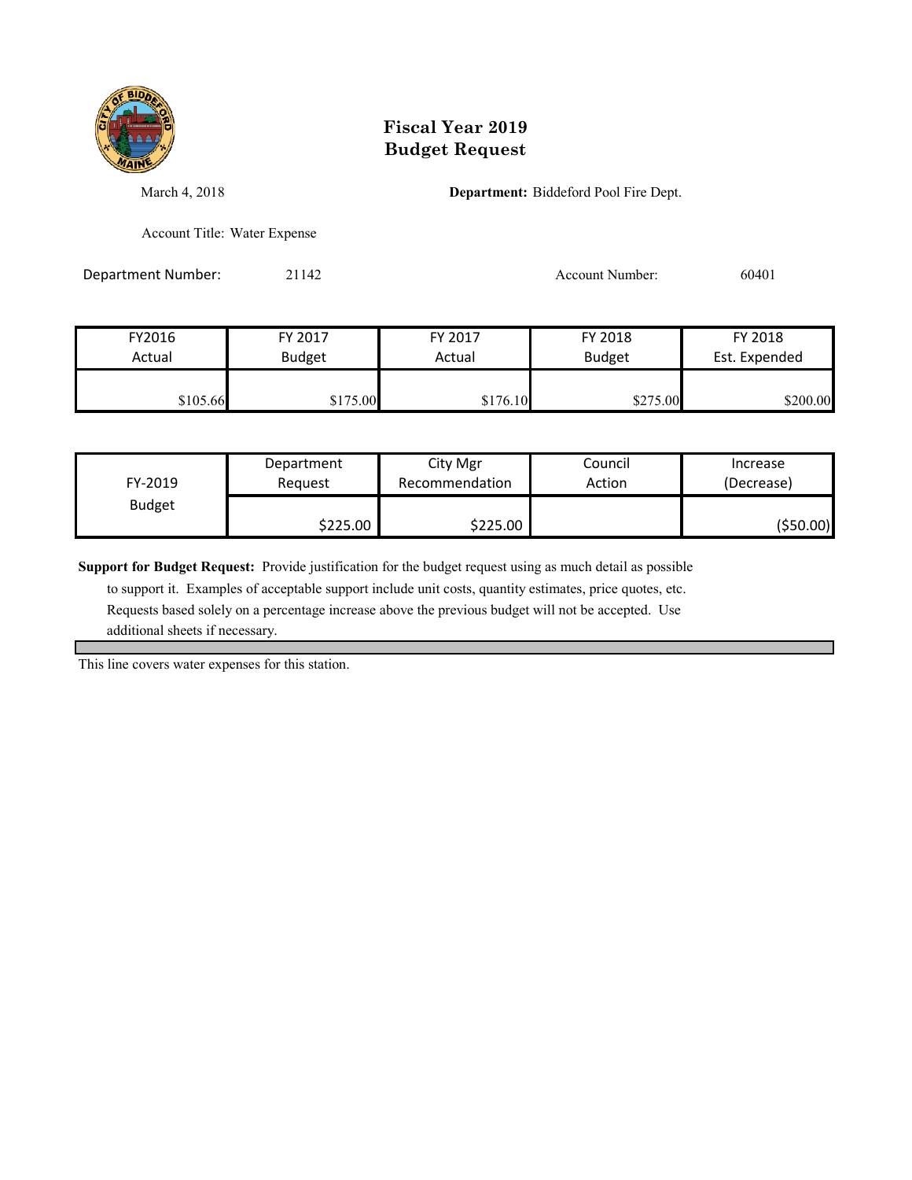# Fiscal Year 2019
# Budget Request

March 4, 2018

**Department:** Biddeford Pool Fire Dept.

Account Title: Water Expense

Department Number: 21142

Account Number: 60401

| FY2016 Actual | FY 2017 Budget | FY 2017 Actual | FY 2018 Budget | FY 2018 Est. Expended |
|---|---|---|---|---|
| $105.66 | $175.00 | $176.10 | $275.00 | $200.00 |

| FY-2019 Budget | Department Request | City Mgr Recommendation | Council Action | Increase (Decrease) |
|---|---|---|---|---|
| | $225.00 | $225.00 | | ($50.00) |

**Support for Budget Request:** Provide justification for the budget request using as much detail as possible to support it. Examples of acceptable support include unit costs, quantity estimates, price quotes, etc. Requests based solely on a percentage increase above the previous budget will not be accepted. Use additional sheets if necessary.

This line covers water expenses for this station.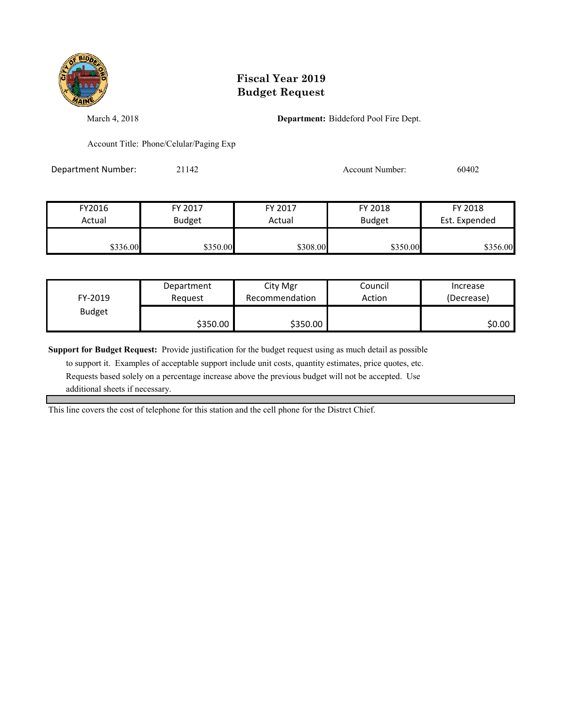# Fiscal Year 2019
# Budget Request

March 4, 2018

**Department:** Biddeford Pool Fire Dept.

Account Title: Phone/Celular/Paging Exp

Department Number: 21142

Account Number: 60402

| FY2016 Actual | FY 2017 Budget | FY 2017 Actual | FY 2018 Budget | FY 2018 Est. Expended |
|---|---|---|---|---|
| $336.00 | $350.00 | $308.00 | $350.00 | $356.00 |

| FY-2019 Budget | Department Request | City Mgr Recommendation | Council Action | Increase (Decrease) |
|---|---|---|---|---|
| | $350.00 | $350.00 | | $0.00 |

**Support for Budget Request:** Provide justification for the budget request using as much detail as possible to support it. Examples of acceptable support include unit costs, quantity estimates, price quotes, etc. Requests based solely on a percentage increase above the previous budget will not be accepted. Use additional sheets if necessary.

This line covers the cost of telephone for this station and the cell phone for the Distrct Chief.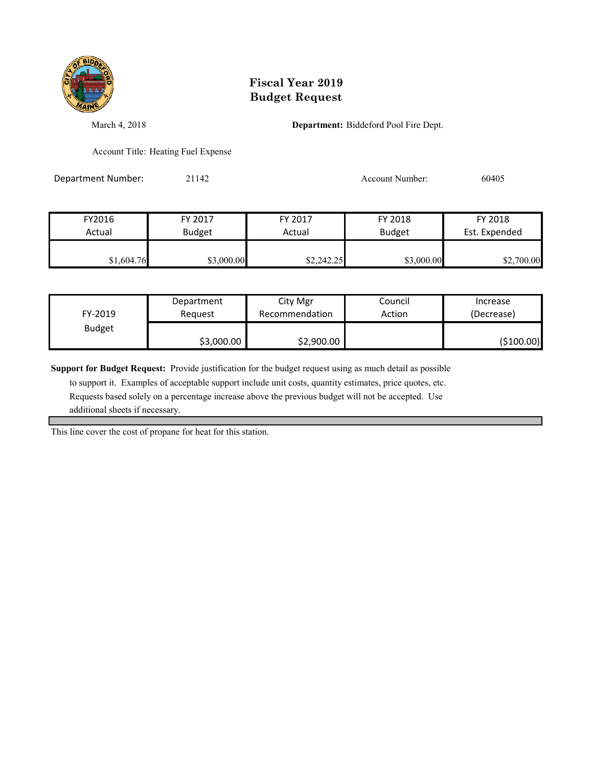# Fiscal Year 2019
# Budget Request

March 4, 2018

**Department:** Biddeford Pool Fire Dept.

Account Title: Heating Fuel Expense

Department Number: 21142

Account Number: 60405

| FY2016 Actual | FY 2017 Budget | FY 2017 Actual | FY 2018 Budget | FY 2018 Est. Expended |
|---|---|---|---|---|
| $1,604.76 | $3,000.00 | $2,242.25 | $3,000.00 | $2,700.00 |

| FY-2019 Budget | Department Request | City Mgr Recommendation | Council Action | Increase (Decrease) |
|---|---|---|---|---|
| | $3,000.00 | $2,900.00 | | ($100.00) |

**Support for Budget Request:** Provide justification for the budget request using as much detail as possible to support it. Examples of acceptable support include unit costs, quantity estimates, price quotes, etc. Requests based solely on a percentage increase above the previous budget will not be accepted. Use additional sheets if necessary.

This line cover the cost of propane for heat for this station.